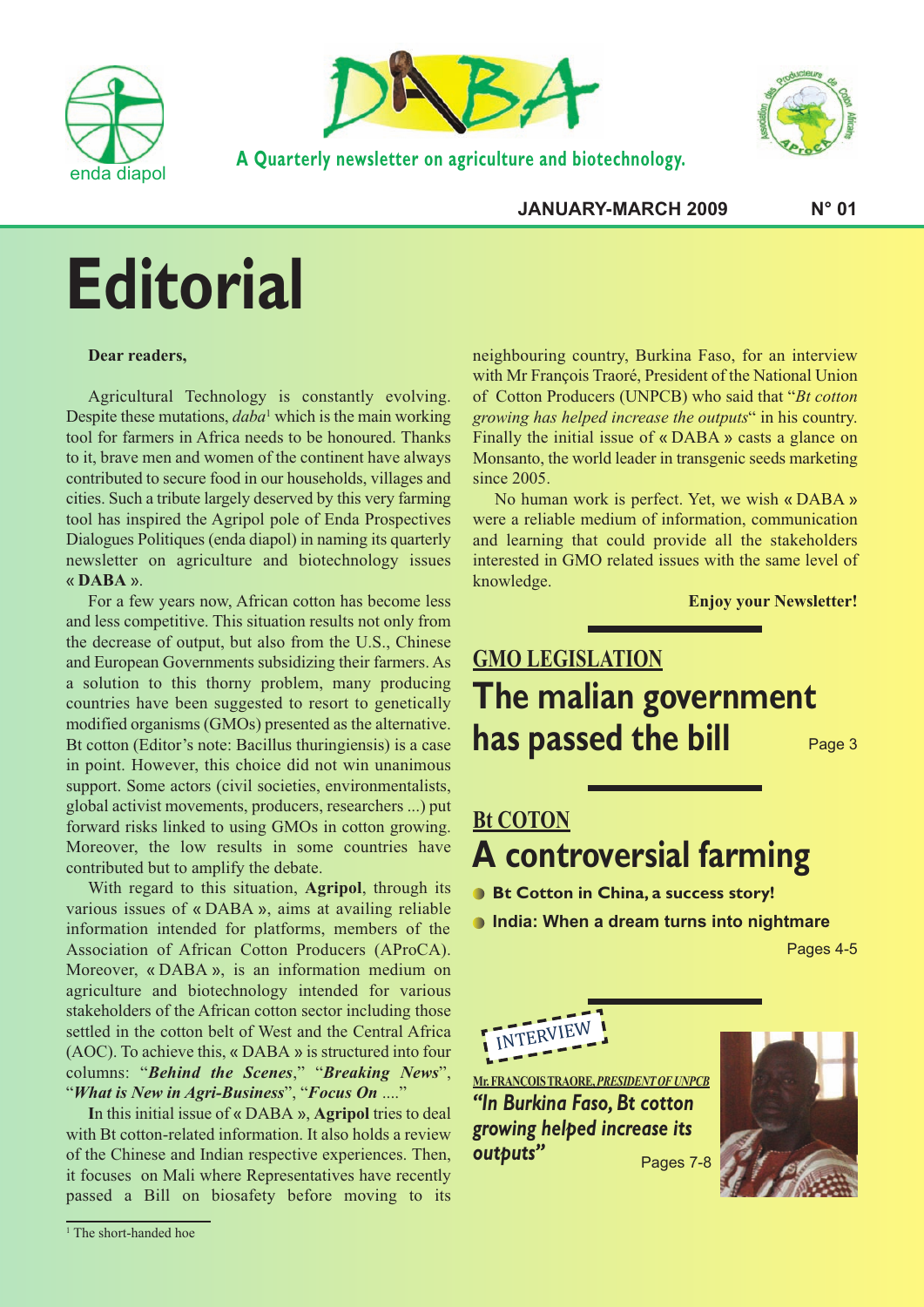enda diapol

# DABA

A Quarterly newsletter on agriculture and biotechnology.

**JANUARY-MARCH 2009** **N° 01**

# Editorial

**Dear readers,**

Agricultural Technology is constantly evolving. Despite these mutations, *daba*[1] which is the main working tool for farmers in Africa needs to be honoured. Thanks to it, brave men and women of the continent have always contributed to secure food in our households, villages and cities. Such a tribute largely deserved by this very farming tool has inspired the Agripol pole of Enda Prospectives Dialogues Politiques (enda diapol) in naming its quarterly newsletter on agriculture and biotechnology issues « **DABA** ».

For a few years now, African cotton has become less and less competitive. This situation results not only from the decrease of output, but also from the U.S., Chinese and European Governments subsidizing their farmers. As a solution to this thorny problem, many producing countries have been suggested to resort to genetically modified organisms (GMOs) presented as the alternative. Bt cotton (Editor's note: Bacillus thuringiensis) is a case in point. However, this choice did not win unanimous support. Some actors (civil societies, environmentalists, global activist movements, producers, researchers ...) put forward risks linked to using GMOs in cotton growing. Moreover, the low results in some countries have contributed but to amplify the debate.

With regard to this situation, **Agripol**, through its various issues of « DABA », aims at availing reliable information intended for platforms, members of the Association of African Cotton Producers (AProCA). Moreover, « DABA », is an information medium on agriculture and biotechnology intended for various stakeholders of the African cotton sector including those settled in the cotton belt of West and the Central Africa (AOC). To achieve this, « DABA » is structured into four columns: "***Behind the Scenes***," "***Breaking News***", "***What is New in Agri-Business***", "***Focus On*** ...."

In this initial issue of « DABA », **Agripol** tries to deal with Bt cotton-related information. It also holds a review of the Chinese and Indian respective experiences. Then, it focuses on Mali where Representatives have recently passed a Bill on biosafety before moving to its neighbouring country, Burkina Faso, for an interview with Mr François Traoré, President of the National Union of Cotton Producers (UNPCB) who said that "*Bt cotton growing has helped increase the outputs*" in his country. Finally the initial issue of « DABA » casts a glance on Monsanto, the world leader in transgenic seeds marketing since 2005.

No human work is perfect. Yet, we wish « DABA » were a reliable medium of information, communication and learning that could provide all the stakeholders interested in GMO related issues with the same level of knowledge.

**Enjoy your Newsletter!**

[1] The short-handed hoe

## GMO LEGISLATION

## The malian government has passed the bill

Page 3

## Bt COTON

## A controversial farming

- **Bt Cotton in China, a success story!**
- **India: When a dream turns into nightmare**

Pages 4-5

## INTERVIEW

**Mr. FRANCOIS TRAORE, *PRESIDENT OF UNPCB***

***"In Burkina Faso, Bt cotton growing helped increase its outputs"***

Pages 7-8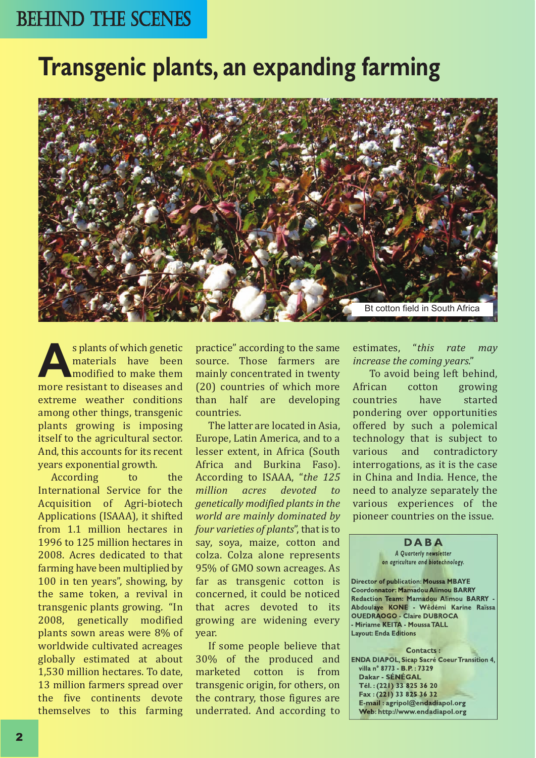# Transgenic plants, an expanding farming

Bt cotton field in South Africa

As plants of which genetic materials have been modified to make them more resistant to diseases and extreme weather conditions among other things, transgenic plants growing is imposing itself to the agricultural sector. And, this accounts for its recent years exponential growth.

According to the International Service for the Acquisition of Agri-biotech Applications (ISAAA), it shifted from 1.1 million hectares in 1996 to 125 million hectares in 2008. Acres dedicated to that farming have been multiplied by 100 in ten years", showing, by the same token, a revival in transgenic plants growing. "In 2008, genetically modified plants sown areas were 8% of worldwide cultivated acreages globally estimated at about 1,530 million hectares. To date, 13 million farmers spread over the five continents devote themselves to this farming practice" according to the same source. Those farmers are mainly concentrated in twenty (20) countries of which more than half are developing countries.

The latter are located in Asia, Europe, Latin America, and to a lesser extent, in Africa (South Africa and Burkina Faso). According to ISAAA, "*the 125 million acres devoted to genetically modified plants in the world are mainly dominated by four varieties of plants*", that is to say, soya, maize, cotton and colza. Colza alone represents 95% of GMO sown acreages. As far as transgenic cotton is concerned, it could be noticed that acres devoted to its growing are widening every year.

If some people believe that 30% of the produced and marketed cotton is from transgenic origin, for others, on the contrary, those figures are underrated. And according to estimates, "*this rate may increase the coming years*."

To avoid being left behind, African cotton growing countries have started pondering over opportunities offered by such a polemical technology that is subject to various and contradictory interrogations, as it is the case in China and India. Hence, the need to analyze separately the various experiences of the pioneer countries on the issue.

---

**DABA**

*A Quarterly newsletter on agriculture and biotechnology.*

Director of publication: **Moussa MBAYE**
Coordonnator: **Mamadou Alimou BARRY**
Redaction Team: **Mamadou Alimou BARRY - Abdoulaye KONE - Wêdémi Karine Raïssa OUEDRAOGO - Claire DUBROCA - Miriame KEITA - Moussa TALL**
Layout: **Enda Editions**

**Contacts :**
**ENDA DIAPOL, Sicap Sacré Coeur Transition 4, villa n° 8773 - B.P. : 7329**
**Dakar - SÉNÉGAL**
**Tél. : (221) 33 825 36 20**
**Fax : (221) 33 825 36 32**
**E-mail : agripol@endadiapol.org**
**Web: http://www.endadiapol.org**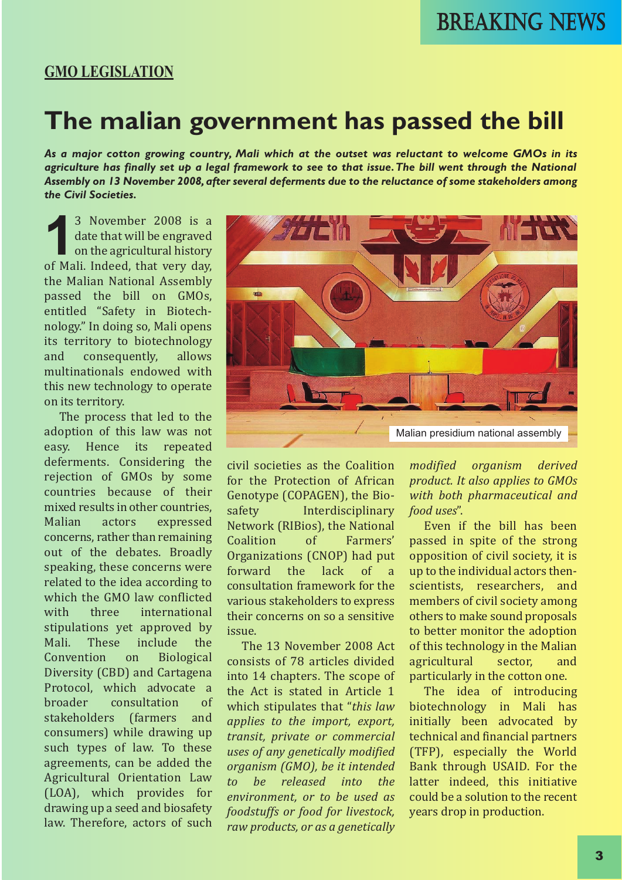BREAKING NEWS

**GMO LEGISLATION**

# The malian government has passed the bill

***As a major cotton growing country, Mali which at the outset was reluctant to welcome GMOs in its agriculture has finally set up a legal framework to see to that issue. The bill went through the National Assembly on 13 November 2008, after several deferments due to the reluctance of some stakeholders among the Civil Societies.***

13 November 2008 is a date that will be engraved on the agricultural history of Mali. Indeed, that very day, the Malian National Assembly passed the bill on GMOs, entitled "Safety in Biotechnology." In doing so, Mali opens its territory to biotechnology and consequently, allows multinationals endowed with this new technology to operate on its territory.

The process that led to the adoption of this law was not easy. Hence its repeated deferments. Considering the rejection of GMOs by some countries because of their mixed results in other countries, Malian actors expressed concerns, rather than remaining out of the debates. Broadly speaking, these concerns were related to the idea according to which the GMO law conflicted with three international stipulations yet approved by Mali. These include the Convention on Biological Diversity (CBD) and Cartagena Protocol, which advocate a broader consultation of stakeholders (farmers and consumers) while drawing up such types of law. To these agreements, can be added the Agricultural Orientation Law (LOA), which provides for drawing up a seed and biosafety law. Therefore, actors of such civil societies as the Coalition for the Protection of African Genotype (COPAGEN), the Biosafety Interdisciplinary Network (RIBios), the National Coalition of Farmers' Organizations (CNOP) had put forward the lack of a consultation framework for the various stakeholders to express their concerns on so a sensitive issue.

Malian presidium national assembly

The 13 November 2008 Act consists of 78 articles divided into 14 chapters. The scope of the Act is stated in Article 1 which stipulates that "*this law applies to the import, export, transit, private or commercial uses of any genetically modified organism (GMO), be it intended to be released into the environment, or to be used as foodstuffs or food for livestock, raw products, or as a genetically modified organism derived product. It also applies to GMOs with both pharmaceutical and food uses*".

Even if the bill has been passed in spite of the strong opposition of civil society, it is up to the individual actors then-scientists, researchers, and members of civil society among others to make sound proposals to better monitor the adoption of this technology in the Malian agricultural sector, and particularly in the cotton one.

The idea of introducing biotechnology in Mali has initially been advocated by technical and financial partners (TFP), especially the World Bank through USAID. For the latter indeed, this initiative could be a solution to the recent years drop in production.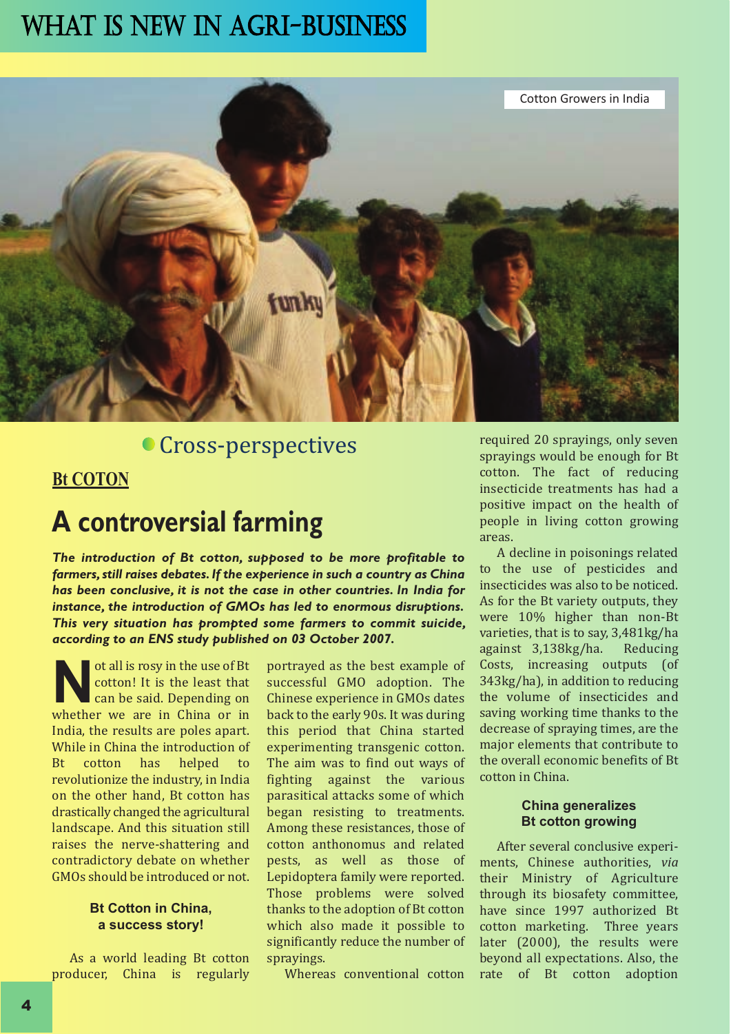Cotton Growers in India

## Cross-perspectives

**Bt COTON**

# A controversial farming

***The introduction of Bt cotton, supposed to be more profitable to farmers, still raises debates. If the experience in such a country as China has been conclusive, it is not the case in other countries. In India for instance, the introduction of GMOs has led to enormous disruptions. This very situation has prompted some farmers to commit suicide, according to an ENS study published on 03 October 2007.***

Not all is rosy in the use of Bt cotton! It is the least that can be said. Depending on whether we are in China or in India, the results are poles apart. While in China the introduction of Bt cotton has helped to revolutionize the industry, in India on the other hand, Bt cotton has drastically changed the agricultural landscape. And this situation still raises the nerve-shattering and contradictory debate on whether GMOs should be introduced or not.

### Bt Cotton in China, a success story!

As a world leading Bt cotton producer, China is regularly portrayed as the best example of successful GMO adoption. The Chinese experience in GMOs dates back to the early 90s. It was during this period that China started experimenting transgenic cotton. The aim was to find out ways of fighting against the various parasitical attacks some of which began resisting to treatments. Among these resistances, those of cotton anthonomus and related pests, as well as those of Lepidoptera family were reported. Those problems were solved thanks to the adoption of Bt cotton which also made it possible to significantly reduce the number of sprayings.

Whereas conventional cotton required 20 sprayings, only seven sprayings would be enough for Bt cotton. The fact of reducing insecticide treatments has had a positive impact on the health of people in living cotton growing areas.

A decline in poisonings related to the use of pesticides and insecticides was also to be noticed. As for the Bt variety outputs, they were 10% higher than non-Bt varieties, that is to say, 3,481kg/ha against 3,138kg/ha. Reducing Costs, increasing outputs (of 343kg/ha), in addition to reducing the volume of insecticides and saving working time thanks to the decrease of spraying times, are the major elements that contribute to the overall economic benefits of Bt cotton in China.

### China generalizes Bt cotton growing

After several conclusive experiments, Chinese authorities, *via* their Ministry of Agriculture through its biosafety committee, have since 1997 authorized Bt cotton marketing. Three years later (2000), the results were beyond all expectations. Also, the rate of Bt cotton adoption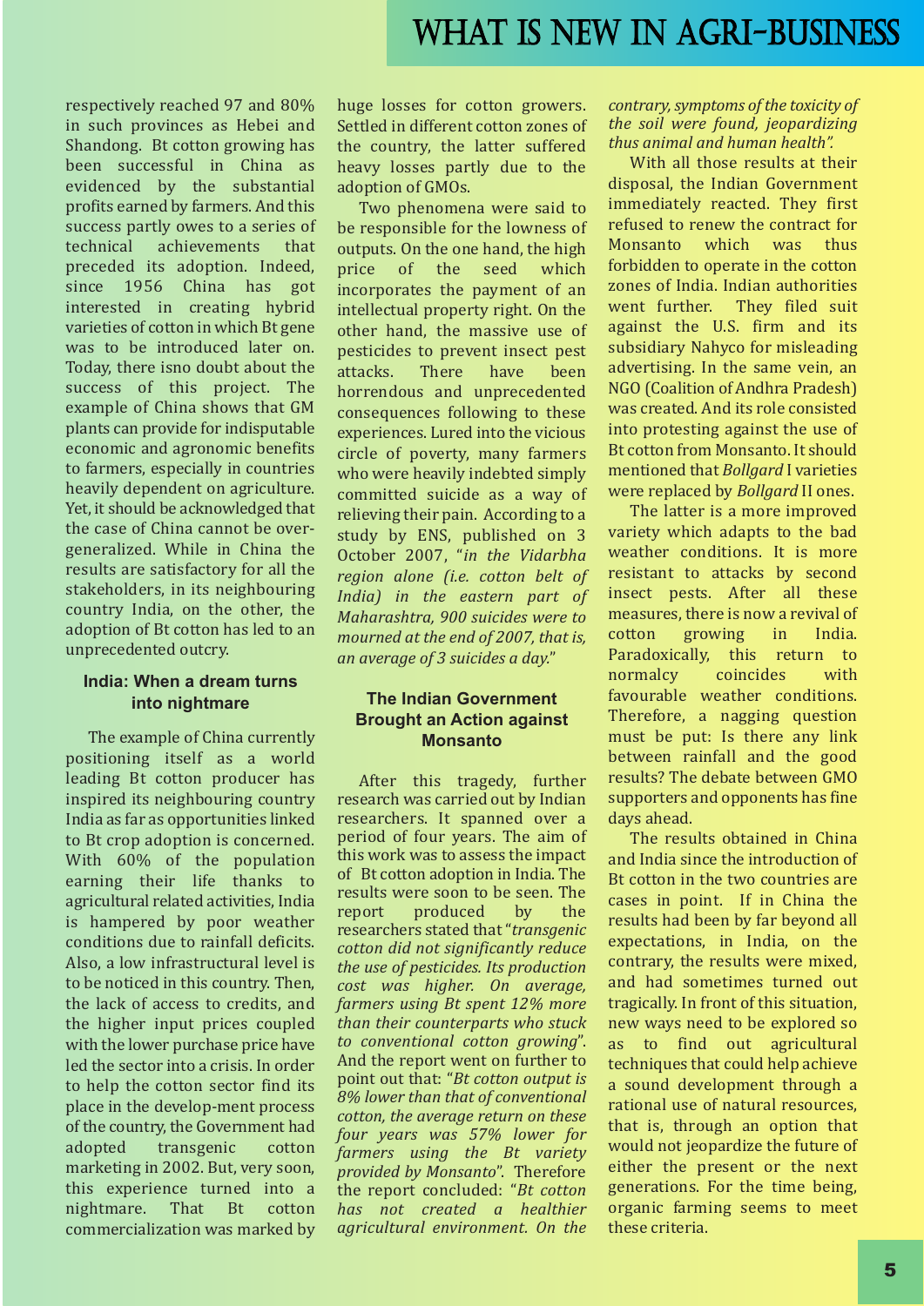respectively reached 97 and 80% in such provinces as Hebei and Shandong. Bt cotton growing has been successful in China as evidenced by the substantial profits earned by farmers. And this success partly owes to a series of technical achievements that preceded its adoption. Indeed, since 1956 China has got interested in creating hybrid varieties of cotton in which Bt gene was to be introduced later on. Today, there isno doubt about the success of this project. The example of China shows that GM plants can provide for indisputable economic and agronomic benefits to farmers, especially in countries heavily dependent on agriculture. Yet, it should be acknowledged that the case of China cannot be over-generalized. While in China the results are satisfactory for all the stakeholders, in its neighbouring country India, on the other, the adoption of Bt cotton has led to an unprecedented outcry.

## India: When a dream turns into nightmare

The example of China currently positioning itself as a world leading Bt cotton producer has inspired its neighbouring country India as far as opportunities linked to Bt crop adoption is concerned. With 60% of the population earning their life thanks to agricultural related activities, India is hampered by poor weather conditions due to rainfall deficits. Also, a low infrastructural level is to be noticed in this country. Then, the lack of access to credits, and the higher input prices coupled with the lower purchase price have led the sector into a crisis. In order to help the cotton sector find its place in the develop-ment process of the country, the Government had adopted transgenic cotton marketing in 2002. But, very soon, this experience turned into a nightmare. That Bt cotton commercialization was marked by huge losses for cotton growers. Settled in different cotton zones of the country, the latter suffered heavy losses partly due to the adoption of GMOs.

Two phenomena were said to be responsible for the lowness of outputs. On the one hand, the high price of the seed which incorporates the payment of an intellectual property right. On the other hand, the massive use of pesticides to prevent insect pest attacks. There have been horrendous and unprecedented consequences following to these experiences. Lured into the vicious circle of poverty, many farmers who were heavily indebted simply committed suicide as a way of relieving their pain. According to a study by ENS, published on 3 October 2007, "*in the Vidarbha region alone (i.e. cotton belt of India) in the eastern part of Maharashtra, 900 suicides were to mourned at the end of 2007, that is, an average of 3 suicides a day.*"

## The Indian Government Brought an Action against Monsanto

After this tragedy, further research was carried out by Indian researchers. It spanned over a period of four years. The aim of this work was to assess the impact of Bt cotton adoption in India. The results were soon to be seen. The report produced by the researchers stated that "*transgenic cotton did not significantly reduce the use of pesticides. Its production cost was higher. On average, farmers using Bt spent 12% more than their counterparts who stuck to conventional cotton growing*". And the report went on further to point out that: "*Bt cotton output is 8% lower than that of conventional cotton, the average return on these four years was 57% lower for farmers using the Bt variety provided by Monsanto*". Therefore the report concluded: "*Bt cotton has not created a healthier agricultural environment. On the contrary, symptoms of the toxicity of the soil were found, jeopardizing thus animal and human health*".

With all those results at their disposal, the Indian Government immediately reacted. They first refused to renew the contract for Monsanto which was thus forbidden to operate in the cotton zones of India. Indian authorities went further. They filed suit against the U.S. firm and its subsidiary Nahyco for misleading advertising. In the same vein, an NGO (Coalition of Andhra Pradesh) was created. And its role consisted into protesting against the use of Bt cotton from Monsanto. It should mentioned that *Bollgard* I varieties were replaced by *Bollgard* II ones.

The latter is a more improved variety which adapts to the bad weather conditions. It is more resistant to attacks by second insect pests. After all these measures, there is now a revival of cotton growing in India. Paradoxically, this return to normalcy coincides with favourable weather conditions. Therefore, a nagging question must be put: Is there any link between rainfall and the good results? The debate between GMO supporters and opponents has fine days ahead.

The results obtained in China and India since the introduction of Bt cotton in the two countries are cases in point. If in China the results had been by far beyond all expectations, in India, on the contrary, the results were mixed, and had sometimes turned out tragically. In front of this situation, new ways need to be explored so as to find out agricultural techniques that could help achieve a sound development through a rational use of natural resources, that is, through an option that would not jeopardize the future of either the present or the next generations. For the time being, organic farming seems to meet these criteria.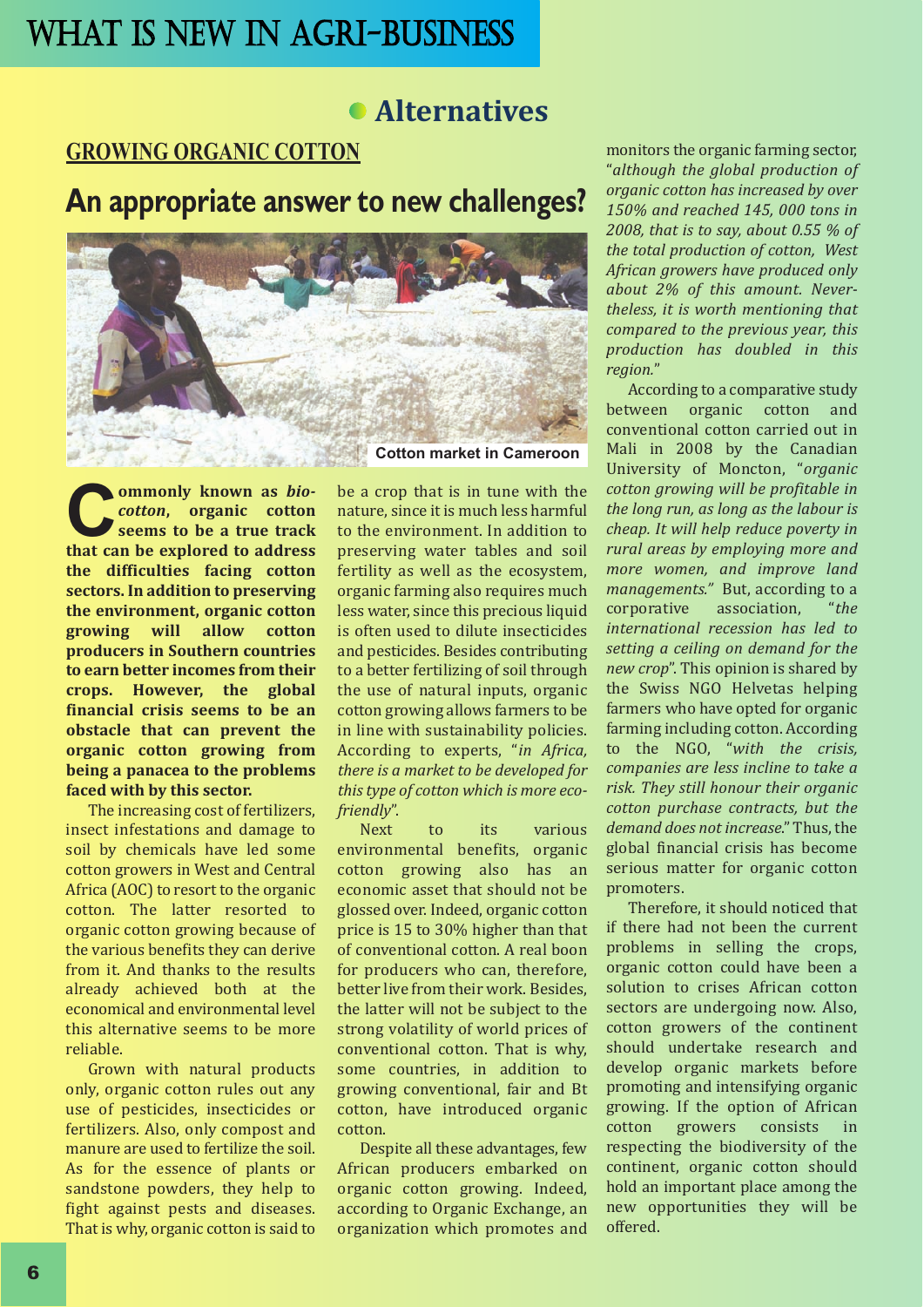# WHAT IS NEW IN AGRI-BUSINESS

## Alternatives

### GROWING ORGANIC COTTON

## An appropriate answer to new challenges?

Cotton market in Cameroon

**Commonly known as *bio-cotton*, organic cotton seems to be a true track that can be explored to address the difficulties facing cotton sectors. In addition to preserving the environment, organic cotton growing will allow cotton producers in Southern countries to earn better incomes from their crops. However, the global financial crisis seems to be an obstacle that can prevent the organic cotton growing from being a panacea to the problems faced with by this sector.**

The increasing cost of fertilizers, insect infestations and damage to soil by chemicals have led some cotton growers in West and Central Africa (AOC) to resort to the organic cotton. The latter resorted to organic cotton growing because of the various benefits they can derive from it. And thanks to the results already achieved both at the economical and environmental level this alternative seems to be more reliable.

Grown with natural products only, organic cotton rules out any use of pesticides, insecticides or fertilizers. Also, only compost and manure are used to fertilize the soil. As for the essence of plants or sandstone powders, they help to fight against pests and diseases. That is why, organic cotton is said to be a crop that is in tune with the nature, since it is much less harmful to the environment. In addition to preserving water tables and soil fertility as well as the ecosystem, organic farming also requires much less water, since this precious liquid is often used to dilute insecticides and pesticides. Besides contributing to a better fertilizing of soil through the use of natural inputs, organic cotton growing allows farmers to be in line with sustainability policies. According to experts, "*in Africa, there is a market to be developed for this type of cotton which is more eco-friendly*".

Next to its various environmental benefits, organic cotton growing also has an economic asset that should not be glossed over. Indeed, organic cotton price is 15 to 30% higher than that of conventional cotton. A real boon for producers who can, therefore, better live from their work. Besides, the latter will not be subject to the strong volatility of world prices of conventional cotton. That is why, some countries, in addition to growing conventional, fair and Bt cotton, have introduced organic cotton.

Despite all these advantages, few African producers embarked on organic cotton growing. Indeed, according to Organic Exchange, an organization which promotes and monitors the organic farming sector, "*although the global production of organic cotton has increased by over 150% and reached 145, 000 tons in 2008, that is to say, about 0.55 % of the total production of cotton, West African growers have produced only about 2% of this amount. Nevertheless, it is worth mentioning that compared to the previous year, this production has doubled in this region.*"

According to a comparative study between organic cotton and conventional cotton carried out in Mali in 2008 by the Canadian University of Moncton, "*organic cotton growing will be profitable in the long run, as long as the labour is cheap. It will help reduce poverty in rural areas by employing more and more women, and improve land managements.*" But, according to a corporative association, "*the international recession has led to setting a ceiling on demand for the new crop*". This opinion is shared by the Swiss NGO Helvetas helping farmers who have opted for organic farming including cotton. According to the NGO, "*with the crisis, companies are less incline to take a risk. They still honour their organic cotton purchase contracts, but the demand does not increase.*" Thus, the global financial crisis has become serious matter for organic cotton promoters.

Therefore, it should noticed that if there had not been the current problems in selling the crops, organic cotton could have been a solution to crises African cotton sectors are undergoing now. Also, cotton growers of the continent should undertake research and develop organic markets before promoting and intensifying organic growing. If the option of African cotton growers consists in respecting the biodiversity of the continent, organic cotton should hold an important place among the new opportunities they will be offered.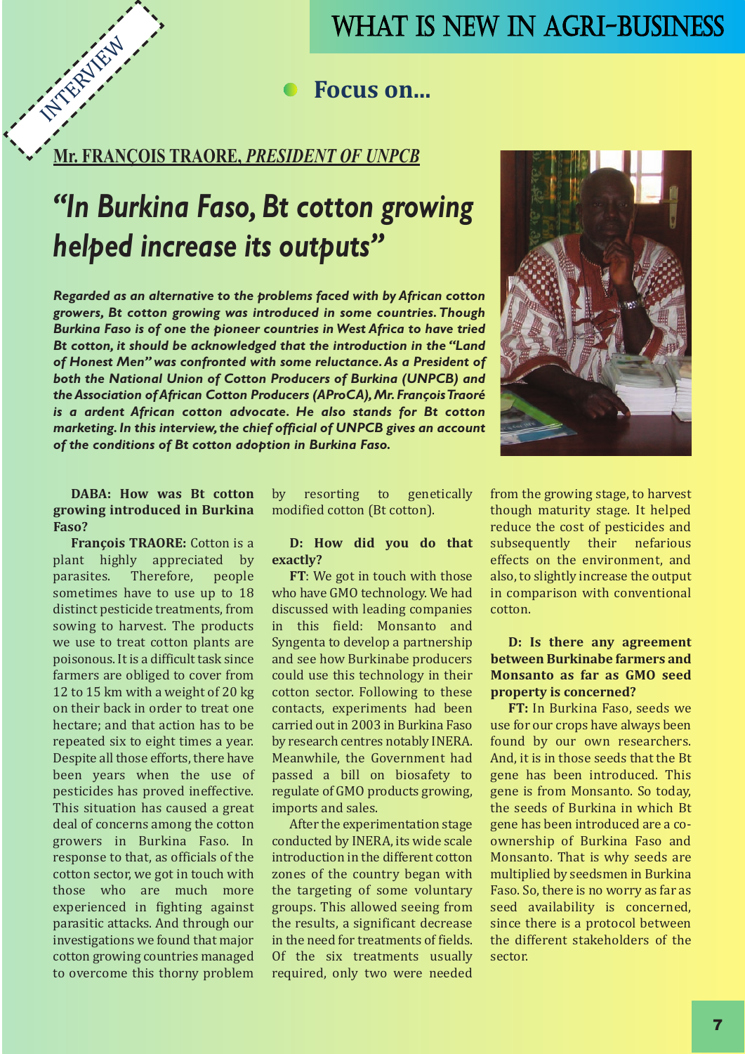INTERVIEW

# WHAT IS NEW IN AGRI-BUSINESS

## Focus on...

**Mr. FRANÇOIS TRAORE, *PRESIDENT OF UNPCB***

# *"In Burkina Faso, Bt cotton growing helped increase its outputs"*

***Regarded as an alternative to the problems faced with by African cotton growers, Bt cotton growing was introduced in some countries. Though Burkina Faso is of one the pioneer countries in West Africa to have tried Bt cotton, it should be acknowledged that the introduction in the "Land of Honest Men" was confronted with some reluctance. As a President of both the National Union of Cotton Producers of Burkina (UNPCB) and the Association of African Cotton Producers (AProCA), Mr. François Traoré is a ardent African cotton advocate. He also stands for Bt cotton marketing. In this interview, the chief official of UNPCB gives an account of the conditions of Bt cotton adoption in Burkina Faso.***

**DABA: How was Bt cotton growing introduced in Burkina Faso?**

**François TRAORE:** Cotton is a plant highly appreciated by parasites. Therefore, people sometimes have to use up to 18 distinct pesticide treatments, from sowing to harvest. The products we use to treat cotton plants are poisonous. It is a difficult task since farmers are obliged to cover from 12 to 15 km with a weight of 20 kg on their back in order to treat one hectare; and that action has to be repeated six to eight times a year. Despite all those efforts, there have been years when the use of pesticides has proved ineffective. This situation has caused a great deal of concerns among the cotton growers in Burkina Faso. In response to that, as officials of the cotton sector, we got in touch with those who are much more experienced in fighting against parasitic attacks. And through our investigations we found that major cotton growing countries managed to overcome this thorny problem by resorting to genetically modified cotton (Bt cotton).

**D: How did you do that exactly?**

**FT**: We got in touch with those who have GMO technology. We had discussed with leading companies in this field: Monsanto and Syngenta to develop a partnership and see how Burkinabe producers could use this technology in their cotton sector. Following to these contacts, experiments had been carried out in 2003 in Burkina Faso by research centres notably INERA. Meanwhile, the Government had passed a bill on biosafety to regulate of GMO products growing, imports and sales.

After the experimentation stage conducted by INERA, its wide scale introduction in the different cotton zones of the country began with the targeting of some voluntary groups. This allowed seeing from the results, a significant decrease in the need for treatments of fields. Of the six treatments usually required, only two were needed from the growing stage, to harvest though maturity stage. It helped reduce the cost of pesticides and subsequently their nefarious effects on the environment, and also, to slightly increase the output in comparison with conventional cotton.

**D: Is there any agreement between Burkinabe farmers and Monsanto as far as GMO seed property is concerned?**

**FT:** In Burkina Faso, seeds we use for our crops have always been found by our own researchers. And, it is in those seeds that the Bt gene has been introduced. This gene is from Monsanto. So today, the seeds of Burkina in which Bt gene has been introduced are a co-ownership of Burkina Faso and Monsanto. That is why seeds are multiplied by seedsmen in Burkina Faso. So, there is no worry as far as seed availability is concerned, since there is a protocol between the different stakeholders of the sector.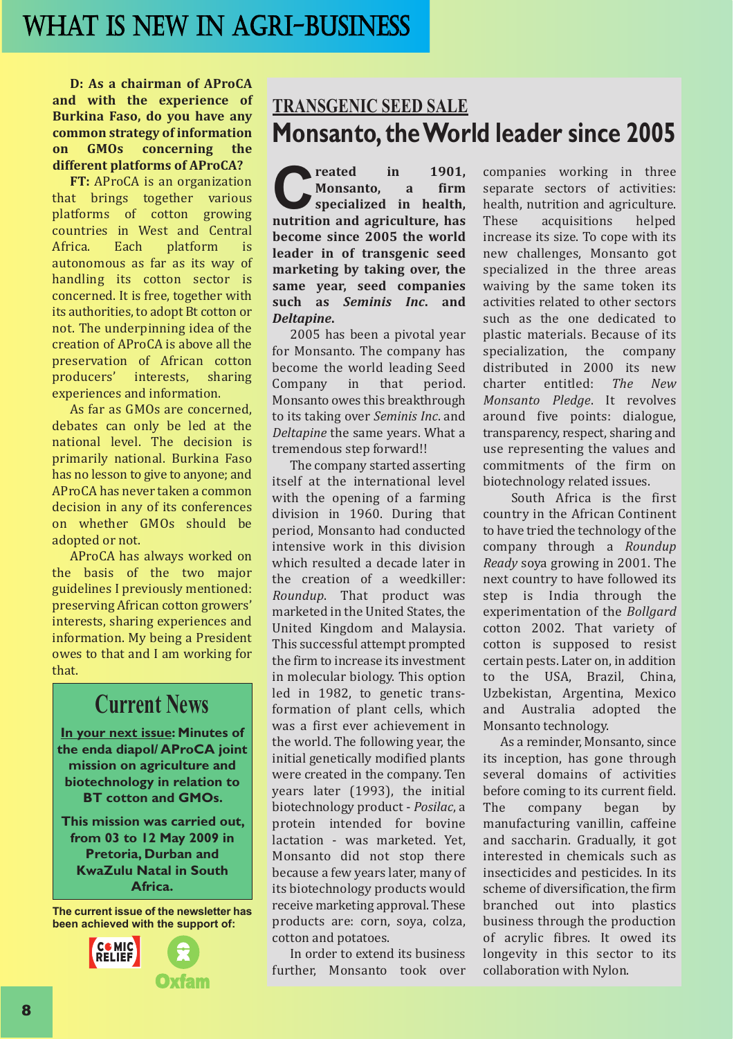# WHAT IS NEW IN AGRI-BUSINESS

**D: As a chairman of AProCA and with the experience of Burkina Faso, do you have any common strategy of information on GMOs concerning the different platforms of AProCA?**

**FT:** AProCA is an organization that brings together various platforms of cotton growing countries in West and Central Africa. Each platform is autonomous as far as its way of handling its cotton sector is concerned. It is free, together with its authorities, to adopt Bt cotton or not. The underpinning idea of the creation of AProCA is above all the preservation of African cotton producers' interests, sharing experiences and information.

As far as GMOs are concerned, debates can only be led at the national level. The decision is primarily national. Burkina Faso has no lesson to give to anyone; and AProCA has never taken a common decision in any of its conferences on whether GMOs should be adopted or not.

AProCA has always worked on the basis of the two major guidelines I previously mentioned: preserving African cotton growers' interests, sharing experiences and information. My being a President owes to that and I am working for that.

## Current News

**<u>In your next issue</u>: Minutes of the enda diapol/ AProCA joint mission on agriculture and biotechnology in relation to BT cotton and GMOs.**

**This mission was carried out, from 03 to 12 May 2009 in Pretoria, Durban and KwaZulu Natal in South Africa.**

**The current issue of the newsletter has been achieved with the support of:**

COMIC RELIEF

Oxfam

## TRANSGENIC SEED SALE

# Monsanto, the World leader since 2005

**Created in 1901, Monsanto, a firm specialized in health, nutrition and agriculture, has become since 2005 the world leader in of transgenic seed marketing by taking over, the same year, seed companies such as *Seminis Inc.* and *Deltapine*.**

2005 has been a pivotal year for Monsanto. The company has become the world leading Seed Company in that period. Monsanto owes this breakthrough to its taking over *Seminis Inc.* and *Deltapine* the same years. What a tremendous step forward!!

The company started asserting itself at the international level with the opening of a farming division in 1960. During that period, Monsanto had conducted intensive work in this division which resulted a decade later in the creation of a weedkiller: *Roundup*. That product was marketed in the United States, the United Kingdom and Malaysia. This successful attempt prompted the firm to increase its investment in molecular biology. This option led in 1982, to genetic trans-formation of plant cells, which was a first ever achievement in the world. The following year, the initial genetically modified plants were created in the company. Ten years later (1993), the initial biotechnology product - *Posilac*, a protein intended for bovine lactation - was marketed. Yet, Monsanto did not stop there because a few years later, many of its biotechnology products would receive marketing approval. These products are: corn, soya, colza, cotton and potatoes.

In order to extend its business further, Monsanto took over companies working in three separate sectors of activities: health, nutrition and agriculture. These acquisitions helped increase its size. To cope with its new challenges, Monsanto got specialized in the three areas waiving by the same token its activities related to other sectors such as the one dedicated to plastic materials. Because of its specialization, the company distributed in 2000 its new charter entitled: *The New Monsanto Pledge*. It revolves around five points: dialogue, transparency, respect, sharing and use representing the values and commitments of the firm on biotechnology related issues.

South Africa is the first country in the African Continent to have tried the technology of the company through a *Roundup Ready* soya growing in 2001. The next country to have followed its step is India through the experimentation of the *Bollgard* cotton 2002. That variety of cotton is supposed to resist certain pests. Later on, in addition to the USA, Brazil, China, Uzbekistan, Argentina, Mexico and Australia adopted the Monsanto technology.

As a reminder, Monsanto, since its inception, has gone through several domains of activities before coming to its current field. The company began by manufacturing vanillin, caffeine and saccharin. Gradually, it got interested in chemicals such as insecticides and pesticides. In its scheme of diversification, the firm branched out into plastics business through the production of acrylic fibres. It owed its longevity in this sector to its collaboration with Nylon.